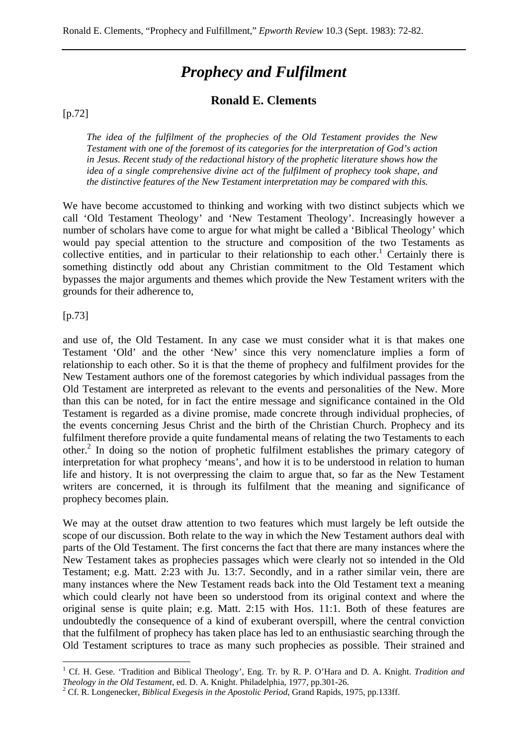# *Prophecy and Fulfilment*

## Ronald E. Clements

[p.72]

*The idea of the fulfilment of the prophecies of the Old Testament provides the New Testament with one of the foremost of its categories for the interpretation of God's action in Jesus. Recent study of the redactional history of the prophetic literature shows how the idea of a single comprehensive divine act of the fulfilment of prophecy took shape, and the distinctive features of the New Testament interpretation may be compared with this.*

We have become accustomed to thinking and working with two distinct subjects which we call 'Old Testament Theology' and 'New Testament Theology'. Increasingly however a number of scholars have come to argue for what might be called a 'Biblical Theology' which would pay special attention to the structure and composition of the two Testaments as collective entities, and in particular to their relationship to each other.[1] Certainly there is something distinctly odd about any Christian commitment to the Old Testament which bypasses the major arguments and themes which provide the New Testament writers with the grounds for their adherence to,

[p.73]

and use of, the Old Testament. In any case we must consider what it is that makes one Testament 'Old' and the other 'New' since this very nomenclature implies a form of relationship to each other. So it is that the theme of prophecy and fulfilment provides for the New Testament authors one of the foremost categories by which individual passages from the Old Testament are interpreted as relevant to the events and personalities of the New. More than this can be noted, for in fact the entire message and significance contained in the Old Testament is regarded as a divine promise, made concrete through individual prophecies, of the events concerning Jesus Christ and the birth of the Christian Church. Prophecy and its fulfilment therefore provide a quite fundamental means of relating the two Testaments to each other.[2] In doing so the notion of prophetic fulfilment establishes the primary category of interpretation for what prophecy 'means', and how it is to be understood in relation to human life and history. It is not overpressing the claim to argue that, so far as the New Testament writers are concerned, it is through its fulfilment that the meaning and significance of prophecy becomes plain.

We may at the outset draw attention to two features which must largely be left outside the scope of our discussion. Both relate to the way in which the New Testament authors deal with parts of the Old Testament. The first concerns the fact that there are many instances where the New Testament takes as prophecies passages which were clearly not so intended in the Old Testament; e.g. Matt. 2:23 with Ju. 13:7. Secondly, and in a rather similar vein, there are many instances where the New Testament reads back into the Old Testament text a meaning which could clearly not have been so understood from its original context and where the original sense is quite plain; e.g. Matt. 2:15 with Hos. 11:1. Both of these features are undoubtedly the consequence of a kind of exuberant overspill, where the central conviction that the fulfilment of prophecy has taken place has led to an enthusiastic searching through the Old Testament scriptures to trace as many such prophecies as possible. Their strained and

---

[1] Cf. H. Gese. 'Tradition and Biblical Theology', Eng. Tr. by R. P. O'Hara and D. A. Knight. *Tradition and Theology in the Old Testament*, ed. D. A. Knight. Philadelphia, 1977, pp.301-26.

[2] Cf. R. Longenecker, *Biblical Exegesis in the Apostolic Period*, Grand Rapids, 1975, pp.133ff.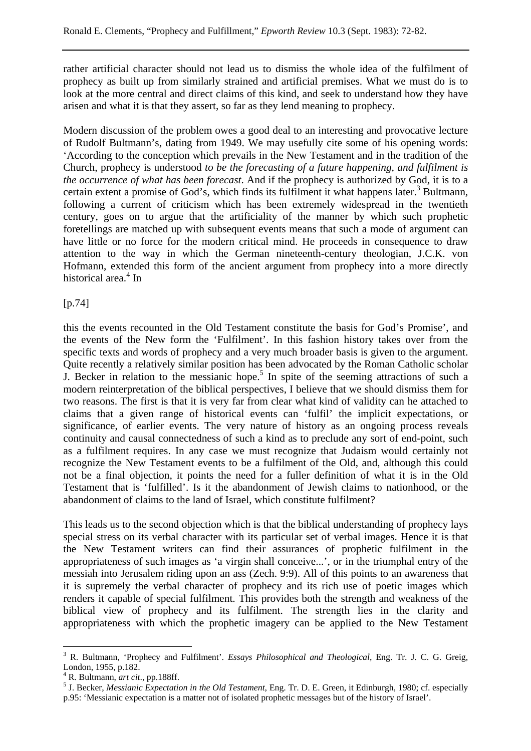rather artificial character should not lead us to dismiss the whole idea of the fulfilment of prophecy as built up from similarly strained and artificial premises. What we must do is to look at the more central and direct claims of this kind, and seek to understand how they have arisen and what it is that they assert, so far as they lend meaning to prophecy.

Modern discussion of the problem owes a good deal to an interesting and provocative lecture of Rudolf Bultmann's, dating from 1949. We may usefully cite some of his opening words: 'According to the conception which prevails in the New Testament and in the tradition of the Church, prophecy is understood *to be the forecasting of a future happening, and fulfilment is the occurrence of what has been forecast*. And if the prophecy is authorized by God, it is to a certain extent a promise of God's, which finds its fulfilment it what happens later.[3] Bultmann, following a current of criticism which has been extremely widespread in the twentieth century, goes on to argue that the artificiality of the manner by which such prophetic foretellings are matched up with subsequent events means that such a mode of argument can have little or no force for the modern critical mind. He proceeds in consequence to draw attention to the way in which the German nineteenth-century theologian, J.C.K. von Hofmann, extended this form of the ancient argument from prophecy into a more directly historical area.[4] In

[p.74]

this the events recounted in the Old Testament constitute the basis for God's Promise', and the events of the New form the 'Fulfilment'. In this fashion history takes over from the specific texts and words of prophecy and a very much broader basis is given to the argument. Quite recently a relatively similar position has been advocated by the Roman Catholic scholar J. Becker in relation to the messianic hope.[5] In spite of the seeming attractions of such a modern reinterpretation of the biblical perspectives, I believe that we should dismiss them for two reasons. The first is that it is very far from clear what kind of validity can he attached to claims that a given range of historical events can 'fulfil' the implicit expectations, or significance, of earlier events. The very nature of history as an ongoing process reveals continuity and causal connectedness of such a kind as to preclude any sort of end-point, such as a fulfilment requires. In any case we must recognize that Judaism would certainly not recognize the New Testament events to be a fulfilment of the Old, and, although this could not be a final objection, it points the need for a fuller definition of what it is in the Old Testament that is 'fulfilled'. Is it the abandonment of Jewish claims to nationhood, or the abandonment of claims to the land of Israel, which constitute fulfilment?

This leads us to the second objection which is that the biblical understanding of prophecy lays special stress on its verbal character with its particular set of verbal images. Hence it is that the New Testament writers can find their assurances of prophetic fulfilment in the appropriateness of such images as 'a virgin shall conceive...', or in the triumphal entry of the messiah into Jerusalem riding upon an ass (Zech. 9:9). All of this points to an awareness that it is supremely the verbal character of prophecy and its rich use of poetic images which renders it capable of special fulfilment. This provides both the strength and weakness of the biblical view of prophecy and its fulfilment. The strength lies in the clarity and appropriateness with which the prophetic imagery can be applied to the New Testament

---

[3] R. Bultmann, 'Prophecy and Fulfilment'. *Essays Philosophical and Theological*, Eng. Tr. J. C. G. Greig, London, 1955, p.182.

[4] R. Bultmann, *art cit*., pp.188ff.

[5] J. Becker, *Messianic Expectation in the Old Testament*, Eng. Tr. D. E. Green, it Edinburgh, 1980; cf. especially p.95: 'Messianic expectation is a matter not of isolated prophetic messages but of the history of Israel'.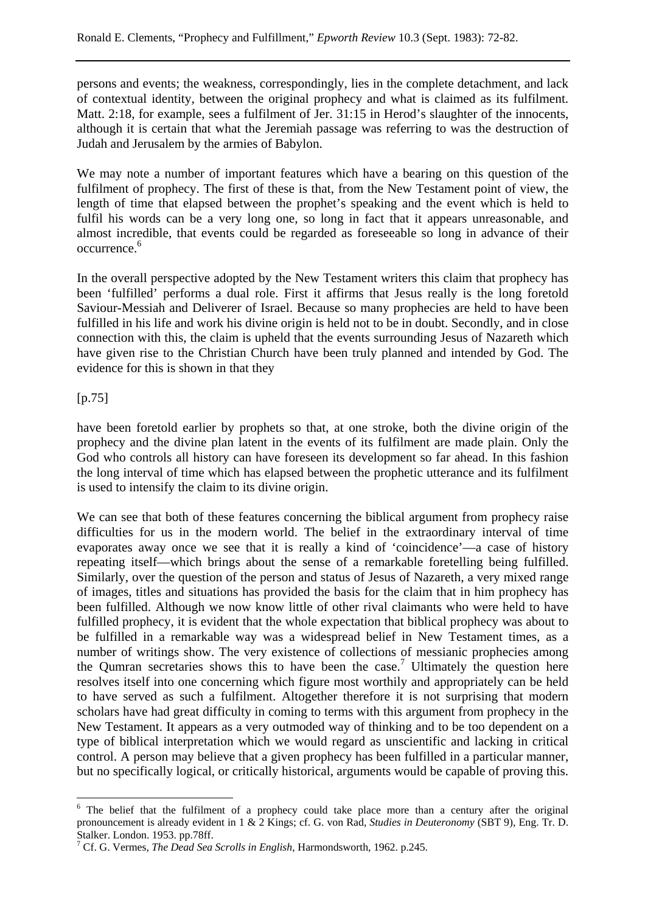persons and events; the weakness, correspondingly, lies in the complete detachment, and lack of contextual identity, between the original prophecy and what is claimed as its fulfilment. Matt. 2:18, for example, sees a fulfilment of Jer. 31:15 in Herod's slaughter of the innocents, although it is certain that what the Jeremiah passage was referring to was the destruction of Judah and Jerusalem by the armies of Babylon.

We may note a number of important features which have a bearing on this question of the fulfilment of prophecy. The first of these is that, from the New Testament point of view, the length of time that elapsed between the prophet's speaking and the event which is held to fulfil his words can be a very long one, so long in fact that it appears unreasonable, and almost incredible, that events could be regarded as foreseeable so long in advance of their occurrence.[6]

In the overall perspective adopted by the New Testament writers this claim that prophecy has been 'fulfilled' performs a dual role. First it affirms that Jesus really is the long foretold Saviour-Messiah and Deliverer of Israel. Because so many prophecies are held to have been fulfilled in his life and work his divine origin is held not to be in doubt. Secondly, and in close connection with this, the claim is upheld that the events surrounding Jesus of Nazareth which have given rise to the Christian Church have been truly planned and intended by God. The evidence for this is shown in that they

[p.75]

have been foretold earlier by prophets so that, at one stroke, both the divine origin of the prophecy and the divine plan latent in the events of its fulfilment are made plain. Only the God who controls all history can have foreseen its development so far ahead. In this fashion the long interval of time which has elapsed between the prophetic utterance and its fulfilment is used to intensify the claim to its divine origin.

We can see that both of these features concerning the biblical argument from prophecy raise difficulties for us in the modern world. The belief in the extraordinary interval of time evaporates away once we see that it is really a kind of 'coincidence'—a case of history repeating itself—which brings about the sense of a remarkable foretelling being fulfilled. Similarly, over the question of the person and status of Jesus of Nazareth, a very mixed range of images, titles and situations has provided the basis for the claim that in him prophecy has been fulfilled. Although we now know little of other rival claimants who were held to have fulfilled prophecy, it is evident that the whole expectation that biblical prophecy was about to be fulfilled in a remarkable way was a widespread belief in New Testament times, as a number of writings show. The very existence of collections of messianic prophecies among the Qumran secretaries shows this to have been the case.[7] Ultimately the question here resolves itself into one concerning which figure most worthily and appropriately can be held to have served as such a fulfilment. Altogether therefore it is not surprising that modern scholars have had great difficulty in coming to terms with this argument from prophecy in the New Testament. It appears as a very outmoded way of thinking and to be too dependent on a type of biblical interpretation which we would regard as unscientific and lacking in critical control. A person may believe that a given prophecy has been fulfilled in a particular manner, but no specifically logical, or critically historical, arguments would be capable of proving this.

---

[6] The belief that the fulfilment of a prophecy could take place more than a century after the original pronouncement is already evident in 1 & 2 Kings; cf. G. von Rad, *Studies in Deuteronomy* (SBT 9), Eng. Tr. D. Stalker. London. 1953. pp.78ff.

[7] Cf. G. Vermes, *The Dead Sea Scrolls in English*, Harmondsworth, 1962. p.245.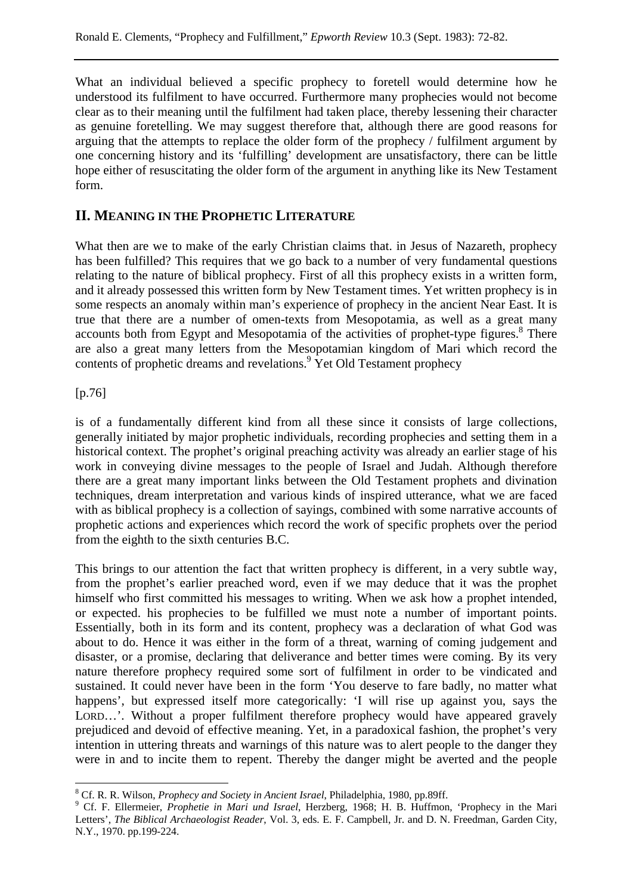What an individual believed a specific prophecy to foretell would determine how he understood its fulfilment to have occurred. Furthermore many prophecies would not become clear as to their meaning until the fulfilment had taken place, thereby lessening their character as genuine foretelling. We may suggest therefore that, although there are good reasons for arguing that the attempts to replace the older form of the prophecy / fulfilment argument by one concerning history and its 'fulfilling' development are unsatisfactory, there can be little hope either of resuscitating the older form of the argument in anything like its New Testament form.

## II. MEANING IN THE PROPHETIC LITERATURE

What then are we to make of the early Christian claims that. in Jesus of Nazareth, prophecy has been fulfilled? This requires that we go back to a number of very fundamental questions relating to the nature of biblical prophecy. First of all this prophecy exists in a written form, and it already possessed this written form by New Testament times. Yet written prophecy is in some respects an anomaly within man's experience of prophecy in the ancient Near East. It is true that there are a number of omen-texts from Mesopotamia, as well as a great many accounts both from Egypt and Mesopotamia of the activities of prophet-type figures.[8] There are also a great many letters from the Mesopotamian kingdom of Mari which record the contents of prophetic dreams and revelations.[9] Yet Old Testament prophecy

[p.76]

is of a fundamentally different kind from all these since it consists of large collections, generally initiated by major prophetic individuals, recording prophecies and setting them in a historical context. The prophet's original preaching activity was already an earlier stage of his work in conveying divine messages to the people of Israel and Judah. Although therefore there are a great many important links between the Old Testament prophets and divination techniques, dream interpretation and various kinds of inspired utterance, what we are faced with as biblical prophecy is a collection of sayings, combined with some narrative accounts of prophetic actions and experiences which record the work of specific prophets over the period from the eighth to the sixth centuries B.C.

This brings to our attention the fact that written prophecy is different, in a very subtle way, from the prophet's earlier preached word, even if we may deduce that it was the prophet himself who first committed his messages to writing. When we ask how a prophet intended, or expected. his prophecies to be fulfilled we must note a number of important points. Essentially, both in its form and its content, prophecy was a declaration of what God was about to do. Hence it was either in the form of a threat, warning of coming judgement and disaster, or a promise, declaring that deliverance and better times were coming. By its very nature therefore prophecy required some sort of fulfilment in order to be vindicated and sustained. It could never have been in the form 'You deserve to fare badly, no matter what happens', but expressed itself more categorically: 'I will rise up against you, says the LORD…'. Without a proper fulfilment therefore prophecy would have appeared gravely prejudiced and devoid of effective meaning. Yet, in a paradoxical fashion, the prophet's very intention in uttering threats and warnings of this nature was to alert people to the danger they were in and to incite them to repent. Thereby the danger might be averted and the people

---

[8] Cf. R. R. Wilson, *Prophecy and Society in Ancient Israel*, Philadelphia, 1980, pp.89ff.

[9] Cf. F. Ellermeier, *Prophetie in Mari und Israel*, Herzberg, 1968; H. B. Huffmon, 'Prophecy in the Mari Letters', *The Biblical Archaeologist Reader*, Vol. 3, eds. E. F. Campbell, Jr. and D. N. Freedman, Garden City, N.Y., 1970. pp.199-224.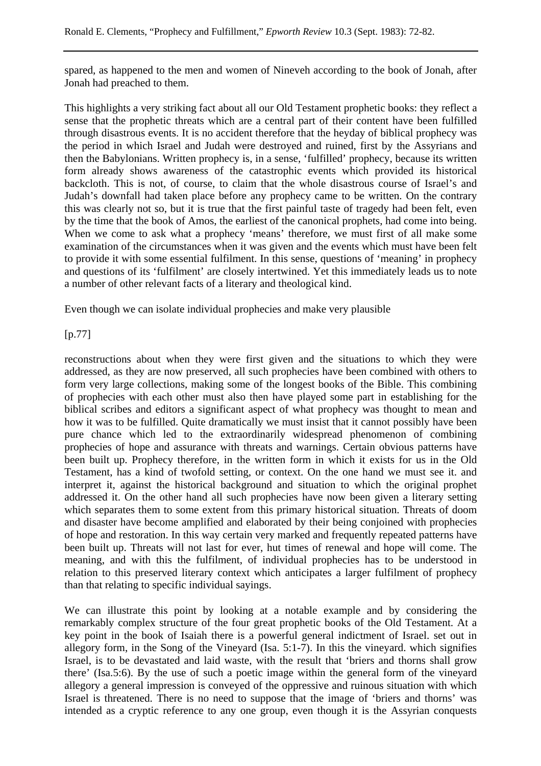spared, as happened to the men and women of Nineveh according to the book of Jonah, after Jonah had preached to them.

This highlights a very striking fact about all our Old Testament prophetic books: they reflect a sense that the prophetic threats which are a central part of their content have been fulfilled through disastrous events. It is no accident therefore that the heyday of biblical prophecy was the period in which Israel and Judah were destroyed and ruined, first by the Assyrians and then the Babylonians. Written prophecy is, in a sense, 'fulfilled' prophecy, because its written form already shows awareness of the catastrophic events which provided its historical backcloth. This is not, of course, to claim that the whole disastrous course of Israel's and Judah's downfall had taken place before any prophecy came to be written. On the contrary this was clearly not so, but it is true that the first painful taste of tragedy had been felt, even by the time that the book of Amos, the earliest of the canonical prophets, had come into being. When we come to ask what a prophecy 'means' therefore, we must first of all make some examination of the circumstances when it was given and the events which must have been felt to provide it with some essential fulfilment. In this sense, questions of 'meaning' in prophecy and questions of its 'fulfilment' are closely intertwined. Yet this immediately leads us to note a number of other relevant facts of a literary and theological kind.

Even though we can isolate individual prophecies and make very plausible

[p.77]

reconstructions about when they were first given and the situations to which they were addressed, as they are now preserved, all such prophecies have been combined with others to form very large collections, making some of the longest books of the Bible. This combining of prophecies with each other must also then have played some part in establishing for the biblical scribes and editors a significant aspect of what prophecy was thought to mean and how it was to be fulfilled. Quite dramatically we must insist that it cannot possibly have been pure chance which led to the extraordinarily widespread phenomenon of combining prophecies of hope and assurance with threats and warnings. Certain obvious patterns have been built up. Prophecy therefore, in the written form in which it exists for us in the Old Testament, has a kind of twofold setting, or context. On the one hand we must see it. and interpret it, against the historical background and situation to which the original prophet addressed it. On the other hand all such prophecies have now been given a literary setting which separates them to some extent from this primary historical situation. Threats of doom and disaster have become amplified and elaborated by their being conjoined with prophecies of hope and restoration. In this way certain very marked and frequently repeated patterns have been built up. Threats will not last for ever, hut times of renewal and hope will come. The meaning, and with this the fulfilment, of individual prophecies has to be understood in relation to this preserved literary context which anticipates a larger fulfilment of prophecy than that relating to specific individual sayings.

We can illustrate this point by looking at a notable example and by considering the remarkably complex structure of the four great prophetic books of the Old Testament. At a key point in the book of Isaiah there is a powerful general indictment of Israel. set out in allegory form, in the Song of the Vineyard (Isa. 5:1-7). In this the vineyard. which signifies Israel, is to be devastated and laid waste, with the result that 'briers and thorns shall grow there' (Isa.5:6). By the use of such a poetic image within the general form of the vineyard allegory a general impression is conveyed of the oppressive and ruinous situation with which Israel is threatened. There is no need to suppose that the image of 'briers and thorns' was intended as a cryptic reference to any one group, even though it is the Assyrian conquests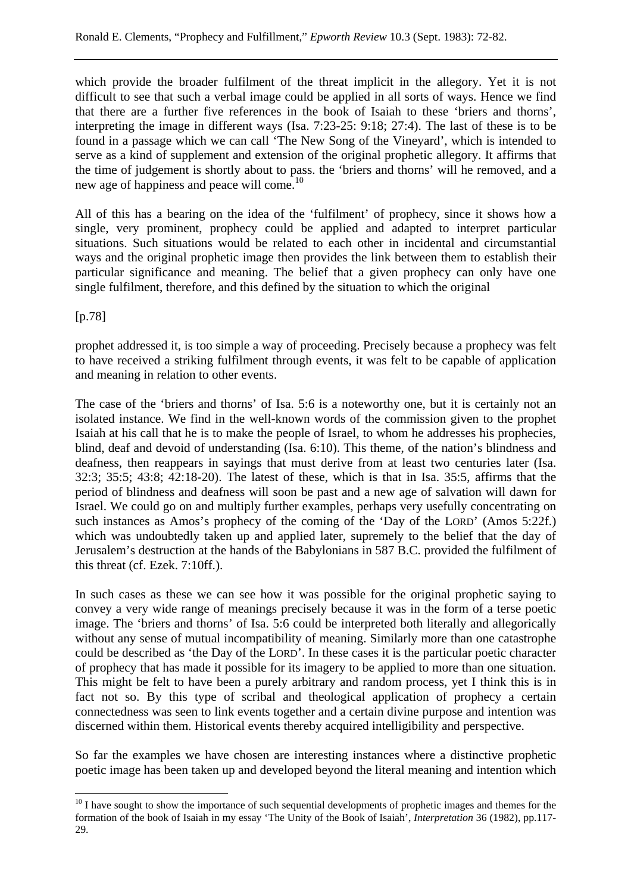which provide the broader fulfilment of the threat implicit in the allegory. Yet it is not difficult to see that such a verbal image could be applied in all sorts of ways. Hence we find that there are a further five references in the book of Isaiah to these 'briers and thorns', interpreting the image in different ways (Isa. 7:23-25: 9:18; 27:4). The last of these is to be found in a passage which we can call 'The New Song of the Vineyard', which is intended to serve as a kind of supplement and extension of the original prophetic allegory. It affirms that the time of judgement is shortly about to pass. the 'briers and thorns' will he removed, and a new age of happiness and peace will come.[10]

All of this has a bearing on the idea of the 'fulfilment' of prophecy, since it shows how a single, very prominent, prophecy could be applied and adapted to interpret particular situations. Such situations would be related to each other in incidental and circumstantial ways and the original prophetic image then provides the link between them to establish their particular significance and meaning. The belief that a given prophecy can only have one single fulfilment, therefore, and this defined by the situation to which the original

[p.78]

prophet addressed it, is too simple a way of proceeding. Precisely because a prophecy was felt to have received a striking fulfilment through events, it was felt to be capable of application and meaning in relation to other events.

The case of the 'briers and thorns' of Isa. 5:6 is a noteworthy one, but it is certainly not an isolated instance. We find in the well-known words of the commission given to the prophet Isaiah at his call that he is to make the people of Israel, to whom he addresses his prophecies, blind, deaf and devoid of understanding (Isa. 6:10). This theme, of the nation's blindness and deafness, then reappears in sayings that must derive from at least two centuries later (Isa. 32:3; 35:5; 43:8; 42:18-20). The latest of these, which is that in Isa. 35:5, affirms that the period of blindness and deafness will soon be past and a new age of salvation will dawn for Israel. We could go on and multiply further examples, perhaps very usefully concentrating on such instances as Amos's prophecy of the coming of the 'Day of the LORD' (Amos 5:22f.) which was undoubtedly taken up and applied later, supremely to the belief that the day of Jerusalem's destruction at the hands of the Babylonians in 587 B.C. provided the fulfilment of this threat (cf. Ezek. 7:10ff.).

In such cases as these we can see how it was possible for the original prophetic saying to convey a very wide range of meanings precisely because it was in the form of a terse poetic image. The 'briers and thorns' of Isa. 5:6 could be interpreted both literally and allegorically without any sense of mutual incompatibility of meaning. Similarly more than one catastrophe could be described as 'the Day of the LORD'. In these cases it is the particular poetic character of prophecy that has made it possible for its imagery to be applied to more than one situation. This might be felt to have been a purely arbitrary and random process, yet I think this is in fact not so. By this type of scribal and theological application of prophecy a certain connectedness was seen to link events together and a certain divine purpose and intention was discerned within them. Historical events thereby acquired intelligibility and perspective.

So far the examples we have chosen are interesting instances where a distinctive prophetic poetic image has been taken up and developed beyond the literal meaning and intention which

[10] I have sought to show the importance of such sequential developments of prophetic images and themes for the formation of the book of Isaiah in my essay 'The Unity of the Book of Isaiah', *Interpretation* 36 (1982), pp.117-29.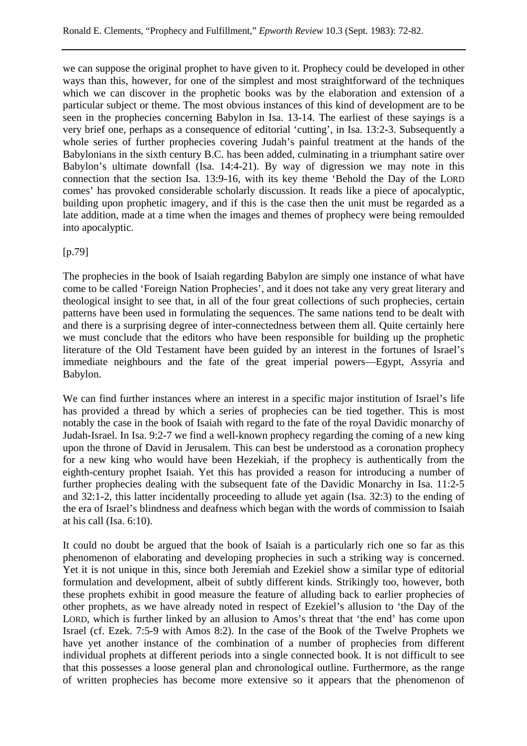we can suppose the original prophet to have given to it. Prophecy could be developed in other ways than this, however, for one of the simplest and most straightforward of the techniques which we can discover in the prophetic books was by the elaboration and extension of a particular subject or theme. The most obvious instances of this kind of development are to be seen in the prophecies concerning Babylon in Isa. 13-14. The earliest of these sayings is a very brief one, perhaps as a consequence of editorial 'cutting', in Isa. 13:2-3. Subsequently a whole series of further prophecies covering Judah's painful treatment at the hands of the Babylonians in the sixth century B.C. has been added, culminating in a triumphant satire over Babylon's ultimate downfall (Isa. 14:4-21). By way of digression we may note in this connection that the section Isa. 13:9-16, with its key theme 'Behold the Day of the LORD comes' has provoked considerable scholarly discussion. It reads like a piece of apocalyptic, building upon prophetic imagery, and if this is the case then the unit must be regarded as a late addition, made at a time when the images and themes of prophecy were being remoulded into apocalyptic.

[p.79]

The prophecies in the book of Isaiah regarding Babylon are simply one instance of what have come to be called 'Foreign Nation Prophecies', and it does not take any very great literary and theological insight to see that, in all of the four great collections of such prophecies, certain patterns have been used in formulating the sequences. The same nations tend to be dealt with and there is a surprising degree of inter-connectedness between them all. Quite certainly here we must conclude that the editors who have been responsible for building up the prophetic literature of the Old Testament have been guided by an interest in the fortunes of Israel's immediate neighbours and the fate of the great imperial powers—Egypt, Assyria and Babylon.

We can find further instances where an interest in a specific major institution of Israel's life has provided a thread by which a series of prophecies can be tied together. This is most notably the case in the book of Isaiah with regard to the fate of the royal Davidic monarchy of Judah-Israel. In Isa. 9:2-7 we find a well-known prophecy regarding the coming of a new king upon the throne of David in Jerusalem. This can best be understood as a coronation prophecy for a new king who would have been Hezekiah, if the prophecy is authentically from the eighth-century prophet Isaiah. Yet this has provided a reason for introducing a number of further prophecies dealing with the subsequent fate of the Davidic Monarchy in Isa. 11:2-5 and 32:1-2, this latter incidentally proceeding to allude yet again (Isa. 32:3) to the ending of the era of Israel's blindness and deafness which began with the words of commission to Isaiah at his call (Isa. 6:10).

It could no doubt be argued that the book of Isaiah is a particularly rich one so far as this phenomenon of elaborating and developing prophecies in such a striking way is concerned. Yet it is not unique in this, since both Jeremiah and Ezekiel show a similar type of editorial formulation and development, albeit of subtly different kinds. Strikingly too, however, both these prophets exhibit in good measure the feature of alluding back to earlier prophecies of other prophets, as we have already noted in respect of Ezekiel's allusion to 'the Day of the LORD, which is further linked by an allusion to Amos's threat that 'the end' has come upon Israel (cf. Ezek. 7:5-9 with Amos 8:2). In the case of the Book of the Twelve Prophets we have yet another instance of the combination of a number of prophecies from different individual prophets at different periods into a single connected book. It is not difficult to see that this possesses a loose general plan and chronological outline. Furthermore, as the range of written prophecies has become more extensive so it appears that the phenomenon of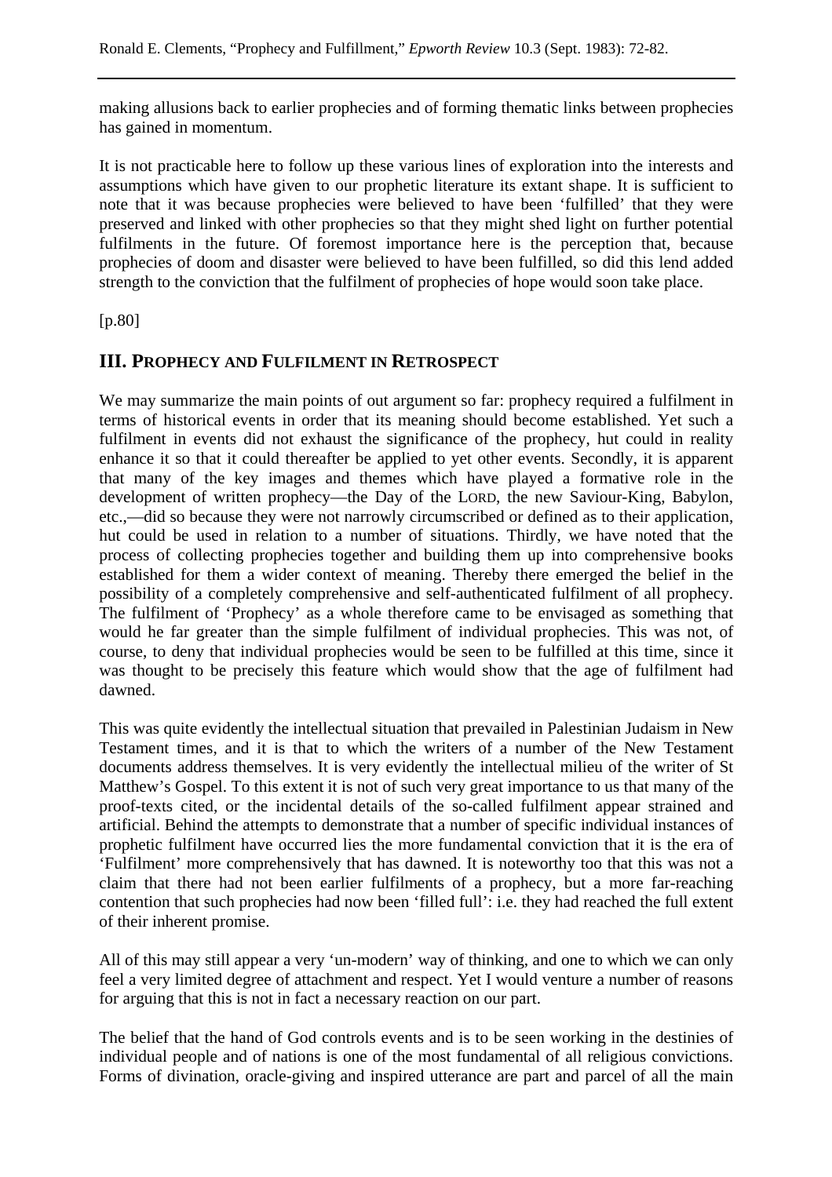making allusions back to earlier prophecies and of forming thematic links between prophecies has gained in momentum.

It is not practicable here to follow up these various lines of exploration into the interests and assumptions which have given to our prophetic literature its extant shape. It is sufficient to note that it was because prophecies were believed to have been 'fulfilled' that they were preserved and linked with other prophecies so that they might shed light on further potential fulfilments in the future. Of foremost importance here is the perception that, because prophecies of doom and disaster were believed to have been fulfilled, so did this lend added strength to the conviction that the fulfilment of prophecies of hope would soon take place.

[p.80]

## III. PROPHECY AND FULFILMENT IN RETROSPECT

We may summarize the main points of out argument so far: prophecy required a fulfilment in terms of historical events in order that its meaning should become established. Yet such a fulfilment in events did not exhaust the significance of the prophecy, hut could in reality enhance it so that it could thereafter be applied to yet other events. Secondly, it is apparent that many of the key images and themes which have played a formative role in the development of written prophecy—the Day of the LORD, the new Saviour-King, Babylon, etc.,—did so because they were not narrowly circumscribed or defined as to their application, hut could be used in relation to a number of situations. Thirdly, we have noted that the process of collecting prophecies together and building them up into comprehensive books established for them a wider context of meaning. Thereby there emerged the belief in the possibility of a completely comprehensive and self-authenticated fulfilment of all prophecy. The fulfilment of 'Prophecy' as a whole therefore came to be envisaged as something that would he far greater than the simple fulfilment of individual prophecies. This was not, of course, to deny that individual prophecies would be seen to be fulfilled at this time, since it was thought to be precisely this feature which would show that the age of fulfilment had dawned.

This was quite evidently the intellectual situation that prevailed in Palestinian Judaism in New Testament times, and it is that to which the writers of a number of the New Testament documents address themselves. It is very evidently the intellectual milieu of the writer of St Matthew's Gospel. To this extent it is not of such very great importance to us that many of the proof-texts cited, or the incidental details of the so-called fulfilment appear strained and artificial. Behind the attempts to demonstrate that a number of specific individual instances of prophetic fulfilment have occurred lies the more fundamental conviction that it is the era of 'Fulfilment' more comprehensively that has dawned. It is noteworthy too that this was not a claim that there had not been earlier fulfilments of a prophecy, but a more far-reaching contention that such prophecies had now been 'filled full': i.e. they had reached the full extent of their inherent promise.

All of this may still appear a very 'un-modern' way of thinking, and one to which we can only feel a very limited degree of attachment and respect. Yet I would venture a number of reasons for arguing that this is not in fact a necessary reaction on our part.

The belief that the hand of God controls events and is to be seen working in the destinies of individual people and of nations is one of the most fundamental of all religious convictions. Forms of divination, oracle-giving and inspired utterance are part and parcel of all the main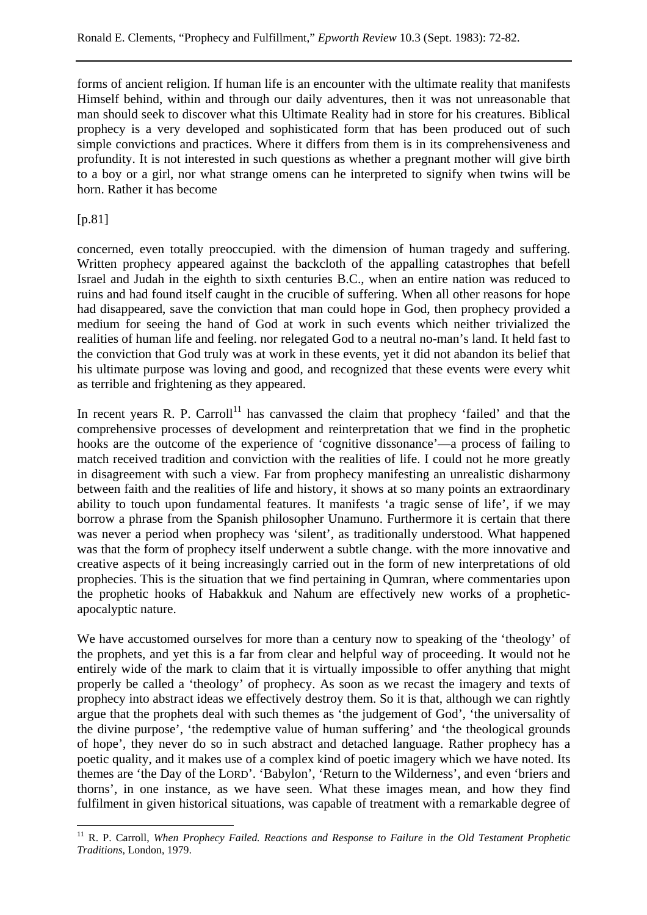forms of ancient religion. If human life is an encounter with the ultimate reality that manifests Himself behind, within and through our daily adventures, then it was not unreasonable that man should seek to discover what this Ultimate Reality had in store for his creatures. Biblical prophecy is a very developed and sophisticated form that has been produced out of such simple convictions and practices. Where it differs from them is in its comprehensiveness and profundity. It is not interested in such questions as whether a pregnant mother will give birth to a boy or a girl, nor what strange omens can he interpreted to signify when twins will be horn. Rather it has become

[p.81]

concerned, even totally preoccupied. with the dimension of human tragedy and suffering. Written prophecy appeared against the backcloth of the appalling catastrophes that befell Israel and Judah in the eighth to sixth centuries B.C., when an entire nation was reduced to ruins and had found itself caught in the crucible of suffering. When all other reasons for hope had disappeared, save the conviction that man could hope in God, then prophecy provided a medium for seeing the hand of God at work in such events which neither trivialized the realities of human life and feeling. nor relegated God to a neutral no-man's land. It held fast to the conviction that God truly was at work in these events, yet it did not abandon its belief that his ultimate purpose was loving and good, and recognized that these events were every whit as terrible and frightening as they appeared.

In recent years R. P. Carroll[11] has canvassed the claim that prophecy 'failed' and that the comprehensive processes of development and reinterpretation that we find in the prophetic hooks are the outcome of the experience of 'cognitive dissonance'—a process of failing to match received tradition and conviction with the realities of life. I could not he more greatly in disagreement with such a view. Far from prophecy manifesting an unrealistic disharmony between faith and the realities of life and history, it shows at so many points an extraordinary ability to touch upon fundamental features. It manifests 'a tragic sense of life', if we may borrow a phrase from the Spanish philosopher Unamuno. Furthermore it is certain that there was never a period when prophecy was 'silent', as traditionally understood. What happened was that the form of prophecy itself underwent a subtle change. with the more innovative and creative aspects of it being increasingly carried out in the form of new interpretations of old prophecies. This is the situation that we find pertaining in Qumran, where commentaries upon the prophetic hooks of Habakkuk and Nahum are effectively new works of a prophetic-apocalyptic nature.

We have accustomed ourselves for more than a century now to speaking of the 'theology' of the prophets, and yet this is a far from clear and helpful way of proceeding. It would not he entirely wide of the mark to claim that it is virtually impossible to offer anything that might properly be called a 'theology' of prophecy. As soon as we recast the imagery and texts of prophecy into abstract ideas we effectively destroy them. So it is that, although we can rightly argue that the prophets deal with such themes as 'the judgement of God', 'the universality of the divine purpose', 'the redemptive value of human suffering' and 'the theological grounds of hope', they never do so in such abstract and detached language. Rather prophecy has a poetic quality, and it makes use of a complex kind of poetic imagery which we have noted. Its themes are 'the Day of the LORD'. 'Babylon', 'Return to the Wilderness', and even 'briers and thorns', in one instance, as we have seen. What these images mean, and how they find fulfilment in given historical situations, was capable of treatment with a remarkable degree of

---

[11] R. P. Carroll, *When Prophecy Failed. Reactions and Response to Failure in the Old Testament Prophetic Traditions*, London, 1979.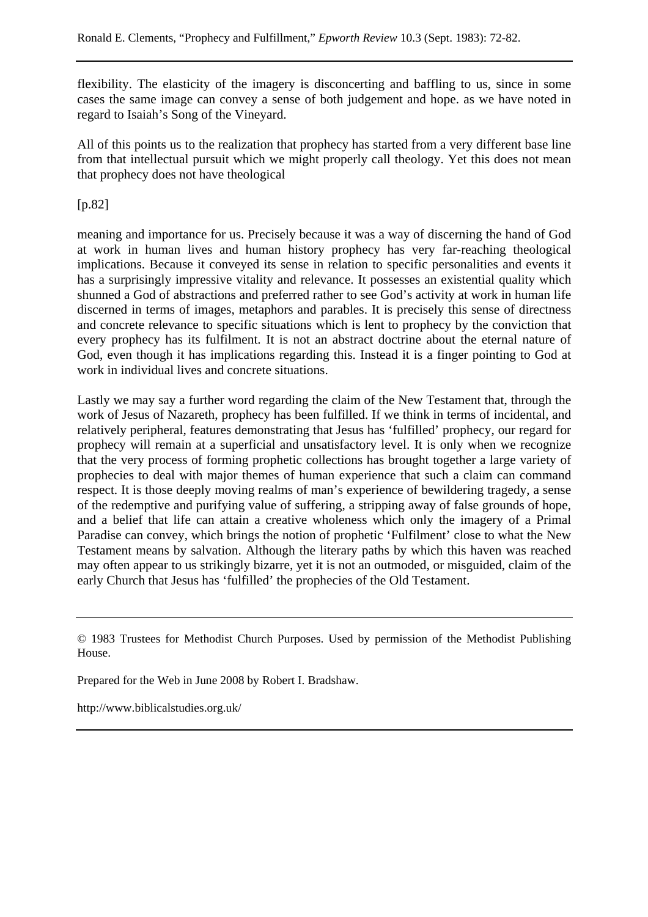flexibility. The elasticity of the imagery is disconcerting and baffling to us, since in some cases the same image can convey a sense of both judgement and hope. as we have noted in regard to Isaiah's Song of the Vineyard.

All of this points us to the realization that prophecy has started from a very different base line from that intellectual pursuit which we might properly call theology. Yet this does not mean that prophecy does not have theological

[p.82]

meaning and importance for us. Precisely because it was a way of discerning the hand of God at work in human lives and human history prophecy has very far-reaching theological implications. Because it conveyed its sense in relation to specific personalities and events it has a surprisingly impressive vitality and relevance. It possesses an existential quality which shunned a God of abstractions and preferred rather to see God's activity at work in human life discerned in terms of images, metaphors and parables. It is precisely this sense of directness and concrete relevance to specific situations which is lent to prophecy by the conviction that every prophecy has its fulfilment. It is not an abstract doctrine about the eternal nature of God, even though it has implications regarding this. Instead it is a finger pointing to God at work in individual lives and concrete situations.

Lastly we may say a further word regarding the claim of the New Testament that, through the work of Jesus of Nazareth, prophecy has been fulfilled. If we think in terms of incidental, and relatively peripheral, features demonstrating that Jesus has 'fulfilled' prophecy, our regard for prophecy will remain at a superficial and unsatisfactory level. It is only when we recognize that the very process of forming prophetic collections has brought together a large variety of prophecies to deal with major themes of human experience that such a claim can command respect. It is those deeply moving realms of man's experience of bewildering tragedy, a sense of the redemptive and purifying value of suffering, a stripping away of false grounds of hope, and a belief that life can attain a creative wholeness which only the imagery of a Primal Paradise can convey, which brings the notion of prophetic 'Fulfilment' close to what the New Testament means by salvation. Although the literary paths by which this haven was reached may often appear to us strikingly bizarre, yet it is not an outmoded, or misguided, claim of the early Church that Jesus has 'fulfilled' the prophecies of the Old Testament.

---

© 1983 Trustees for Methodist Church Purposes. Used by permission of the Methodist Publishing House.

Prepared for the Web in June 2008 by Robert I. Bradshaw.

http://www.biblicalstudies.org.uk/